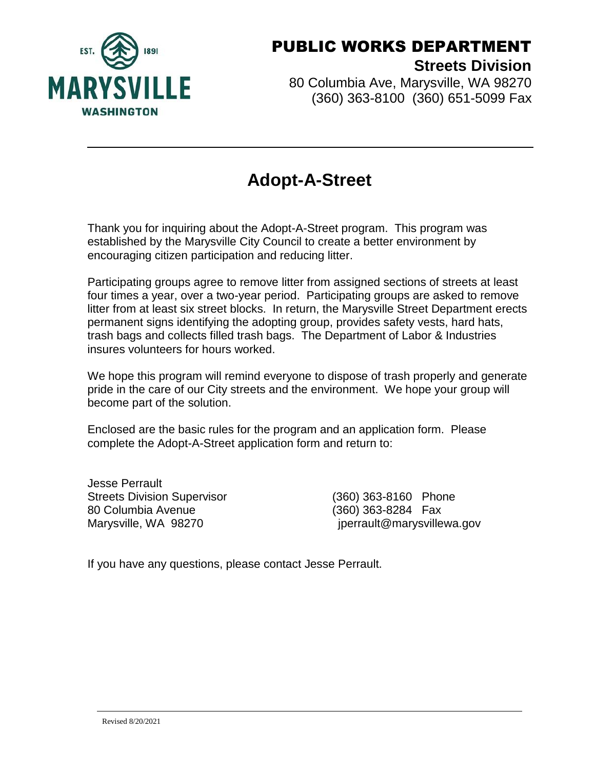MARYSVILLE WASHINGTON EST. 1891

# PUBLIC WORKS DEPARTMENT

**Streets Division**

80 Columbia Ave, Marysville, WA 98270
(360) 363-8100 (360) 651-5099 Fax

---

## Adopt-A-Street

Thank you for inquiring about the Adopt-A-Street program. This program was established by the Marysville City Council to create a better environment by encouraging citizen participation and reducing litter.

Participating groups agree to remove litter from assigned sections of streets at least four times a year, over a two-year period. Participating groups are asked to remove litter from at least six street blocks. In return, the Marysville Street Department erects permanent signs identifying the adopting group, provides safety vests, hard hats, trash bags and collects filled trash bags. The Department of Labor & Industries insures volunteers for hours worked.

We hope this program will remind everyone to dispose of trash properly and generate pride in the care of our City streets and the environment. We hope your group will become part of the solution.

Enclosed are the basic rules for the program and an application form. Please complete the Adopt-A-Street application form and return to:

Jesse Perrault
Streets Division Supervisor
80 Columbia Avenue
Marysville, WA 98270

(360) 363-8160 Phone
(360) 363-8284 Fax
jperrault@marysvillewa.gov

If you have any questions, please contact Jesse Perrault.

Revised 8/20/2021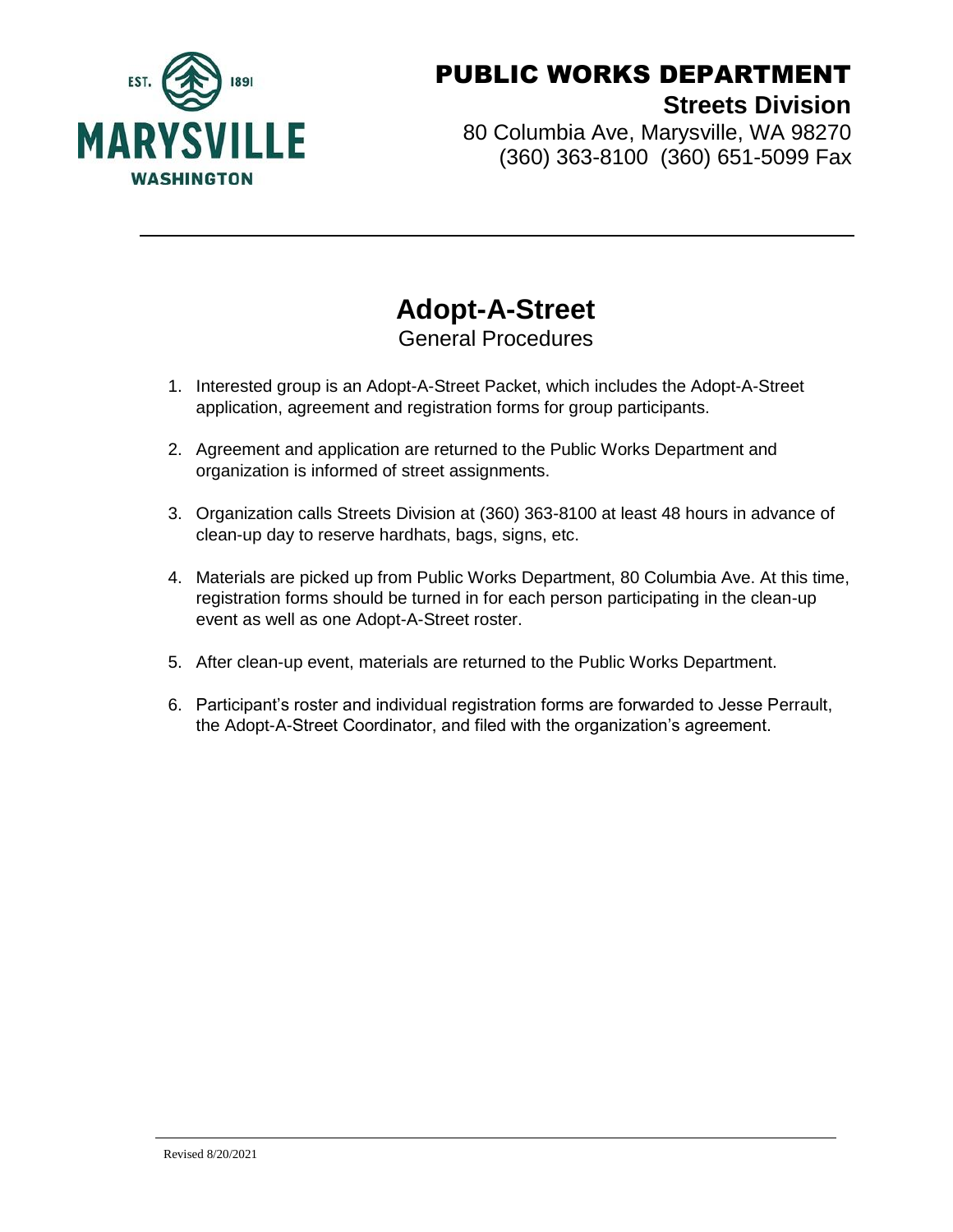# PUBLIC WORKS DEPARTMENT

**Streets Division**

80 Columbia Ave, Marysville, WA 98270
(360) 363-8100 (360) 651-5099 Fax

---

## Adopt-A-Street

General Procedures

1. Interested group is an Adopt-A-Street Packet, which includes the Adopt-A-Street application, agreement and registration forms for group participants.

2. Agreement and application are returned to the Public Works Department and organization is informed of street assignments.

3. Organization calls Streets Division at (360) 363-8100 at least 48 hours in advance of clean-up day to reserve hardhats, bags, signs, etc.

4. Materials are picked up from Public Works Department, 80 Columbia Ave. At this time, registration forms should be turned in for each person participating in the clean-up event as well as one Adopt-A-Street roster.

5. After clean-up event, materials are returned to the Public Works Department.

6. Participant's roster and individual registration forms are forwarded to Jesse Perrault, the Adopt-A-Street Coordinator, and filed with the organization's agreement.

Revised 8/20/2021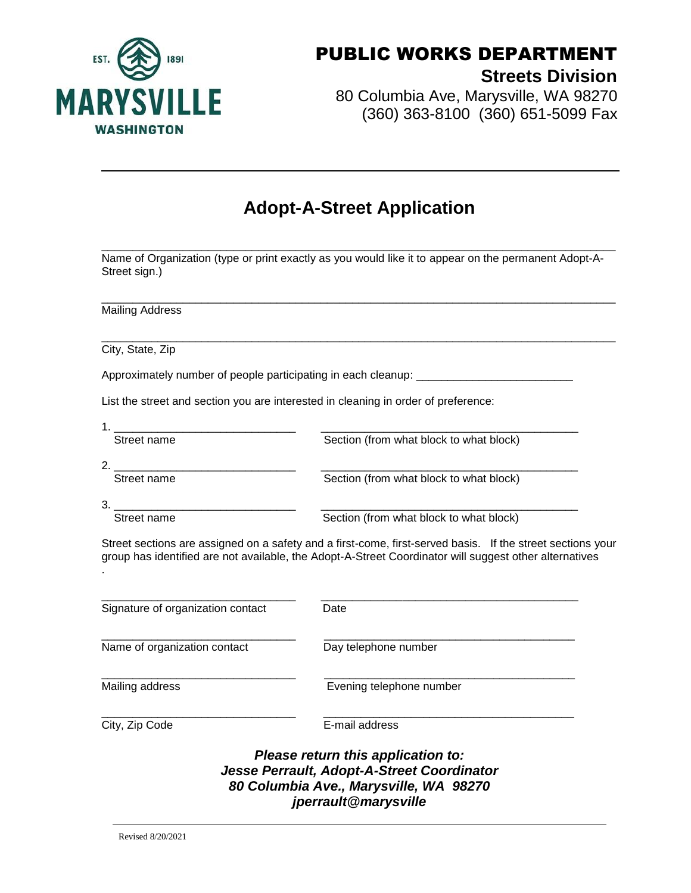**MARYSVILLE**
EST. 1891
WASHINGTON

# PUBLIC WORKS DEPARTMENT

**Streets Division**

80 Columbia Ave, Marysville, WA 98270
(360) 363-8100 (360) 651-5099 Fax

---

## Adopt-A-Street Application

\_\_\_\_\_\_\_\_\_\_\_\_\_\_\_\_\_\_\_\_\_\_\_\_\_\_\_\_\_\_\_\_\_\_\_\_\_\_\_\_\_\_\_\_\_\_\_\_\_\_\_\_\_\_\_\_\_\_\_\_\_\_\_\_\_\_
Name of Organization (type or print exactly as you would like it to appear on the permanent Adopt-A-Street sign.)

\_\_\_\_\_\_\_\_\_\_\_\_\_\_\_\_\_\_\_\_\_\_\_\_\_\_\_\_\_\_\_\_\_\_\_\_\_\_\_\_\_\_\_\_\_\_\_\_\_\_\_\_\_\_\_\_\_\_\_\_\_\_\_\_\_\_
Mailing Address

\_\_\_\_\_\_\_\_\_\_\_\_\_\_\_\_\_\_\_\_\_\_\_\_\_\_\_\_\_\_\_\_\_\_\_\_\_\_\_\_\_\_\_\_\_\_\_\_\_\_\_\_\_\_\_\_\_\_\_\_\_\_\_\_\_\_
City, State, Zip

Approximately number of people participating in each cleanup: \_\_\_\_\_\_\_\_\_\_\_\_\_\_\_\_\_\_\_\_\_\_\_\_

List the street and section you are interested in cleaning in order of preference:

| | Street name | Section (from what block to what block) |
|---|---|---|
| 1. | \_\_\_\_\_\_\_\_\_\_\_\_\_\_\_\_\_\_\_\_ | \_\_\_\_\_\_\_\_\_\_\_\_\_\_\_\_\_\_\_\_\_\_\_\_\_\_\_\_ |
| 2. | \_\_\_\_\_\_\_\_\_\_\_\_\_\_\_\_\_\_\_\_ | \_\_\_\_\_\_\_\_\_\_\_\_\_\_\_\_\_\_\_\_\_\_\_\_\_\_\_\_ |
| 3. | \_\_\_\_\_\_\_\_\_\_\_\_\_\_\_\_\_\_\_\_ | \_\_\_\_\_\_\_\_\_\_\_\_\_\_\_\_\_\_\_\_\_\_\_\_\_\_\_\_ |

Street sections are assigned on a safety and a first-come, first-served basis. If the street sections your group has identified are not available, the Adopt-A-Street Coordinator will suggest other alternatives.

| | |
|---|---|
| \_\_\_\_\_\_\_\_\_\_\_\_\_\_\_\_\_\_\_\_ Signature of organization contact | \_\_\_\_\_\_\_\_\_\_\_\_\_\_\_\_\_\_\_\_ Date |
| \_\_\_\_\_\_\_\_\_\_\_\_\_\_\_\_\_\_\_\_ Name of organization contact | \_\_\_\_\_\_\_\_\_\_\_\_\_\_\_\_\_\_\_\_ Day telephone number |
| \_\_\_\_\_\_\_\_\_\_\_\_\_\_\_\_\_\_\_\_ Mailing address | \_\_\_\_\_\_\_\_\_\_\_\_\_\_\_\_\_\_\_\_ Evening telephone number |
| \_\_\_\_\_\_\_\_\_\_\_\_\_\_\_\_\_\_\_\_ City, Zip Code | \_\_\_\_\_\_\_\_\_\_\_\_\_\_\_\_\_\_\_\_ E-mail address |

***Please return this application to:***
***Jesse Perrault, Adopt-A-Street Coordinator***
***80 Columbia Ave., Marysville, WA 98270***
***jperrault@marysville***

Revised 8/20/2021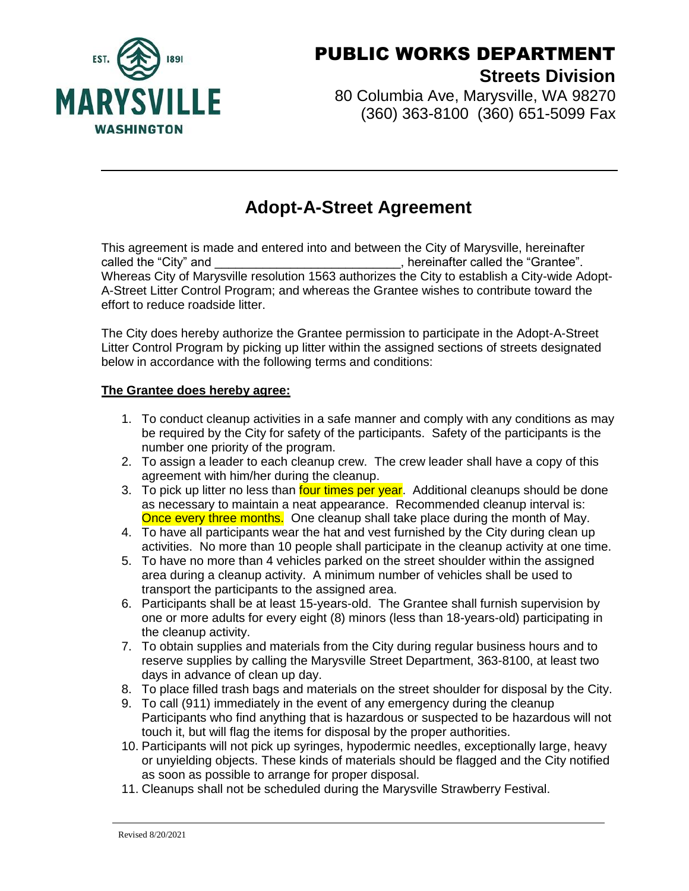# PUBLIC WORKS DEPARTMENT

## Streets Division

80 Columbia Ave, Marysville, WA 98270
(360) 363-8100 (360) 651-5099 Fax

---

# Adopt-A-Street Agreement

This agreement is made and entered into and between the City of Marysville, hereinafter called the "City" and ___________________________, hereinafter called the "Grantee". Whereas City of Marysville resolution 1563 authorizes the City to establish a City-wide Adopt-A-Street Litter Control Program; and whereas the Grantee wishes to contribute toward the effort to reduce roadside litter.

The City does hereby authorize the Grantee permission to participate in the Adopt-A-Street Litter Control Program by picking up litter within the assigned sections of streets designated below in accordance with the following terms and conditions:

**The Grantee does hereby agree:**

1. To conduct cleanup activities in a safe manner and comply with any conditions as may be required by the City for safety of the participants. Safety of the participants is the number one priority of the program.
2. To assign a leader to each cleanup crew. The crew leader shall have a copy of this agreement with him/her during the cleanup.
3. To pick up litter no less than four times per year. Additional cleanups should be done as necessary to maintain a neat appearance. Recommended cleanup interval is: Once every three months. One cleanup shall take place during the month of May.
4. To have all participants wear the hat and vest furnished by the City during clean up activities. No more than 10 people shall participate in the cleanup activity at one time.
5. To have no more than 4 vehicles parked on the street shoulder within the assigned area during a cleanup activity. A minimum number of vehicles shall be used to transport the participants to the assigned area.
6. Participants shall be at least 15-years-old. The Grantee shall furnish supervision by one or more adults for every eight (8) minors (less than 18-years-old) participating in the cleanup activity.
7. To obtain supplies and materials from the City during regular business hours and to reserve supplies by calling the Marysville Street Department, 363-8100, at least two days in advance of clean up day.
8. To place filled trash bags and materials on the street shoulder for disposal by the City.
9. To call (911) immediately in the event of any emergency during the cleanup Participants who find anything that is hazardous or suspected to be hazardous will not touch it, but will flag the items for disposal by the proper authorities.
10. Participants will not pick up syringes, hypodermic needles, exceptionally large, heavy or unyielding objects. These kinds of materials should be flagged and the City notified as soon as possible to arrange for proper disposal.
11. Cleanups shall not be scheduled during the Marysville Strawberry Festival.

Revised 8/20/2021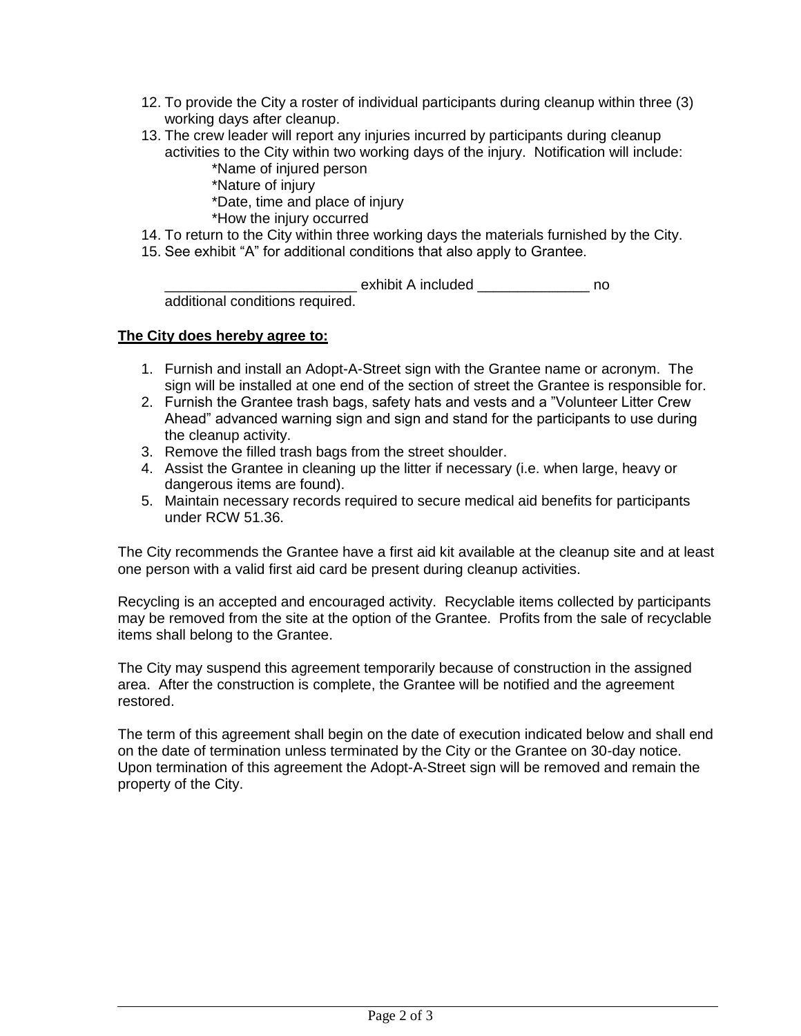12. To provide the City a roster of individual participants during cleanup within three (3) working days after cleanup.
13. The crew leader will report any injuries incurred by participants during cleanup activities to the City within two working days of the injury. Notification will include:
    *Name of injured person
    *Nature of injury
    *Date, time and place of injury
    *How the injury occurred
14. To return to the City within three working days the materials furnished by the City.
15. See exhibit “A” for additional conditions that also apply to Grantee.

    ________________________ exhibit A included ______________ no additional conditions required.

**The City does hereby agree to:**

1. Furnish and install an Adopt-A-Street sign with the Grantee name or acronym. The sign will be installed at one end of the section of street the Grantee is responsible for.
2. Furnish the Grantee trash bags, safety hats and vests and a ”Volunteer Litter Crew Ahead” advanced warning sign and sign and stand for the participants to use during the cleanup activity.
3. Remove the filled trash bags from the street shoulder.
4. Assist the Grantee in cleaning up the litter if necessary (i.e. when large, heavy or dangerous items are found).
5. Maintain necessary records required to secure medical aid benefits for participants under RCW 51.36.

The City recommends the Grantee have a first aid kit available at the cleanup site and at least one person with a valid first aid card be present during cleanup activities.

Recycling is an accepted and encouraged activity. Recyclable items collected by participants may be removed from the site at the option of the Grantee. Profits from the sale of recyclable items shall belong to the Grantee.

The City may suspend this agreement temporarily because of construction in the assigned area. After the construction is complete, the Grantee will be notified and the agreement restored.

The term of this agreement shall begin on the date of execution indicated below and shall end on the date of termination unless terminated by the City or the Grantee on 30-day notice. Upon termination of this agreement the Adopt-A-Street sign will be removed and remain the property of the City.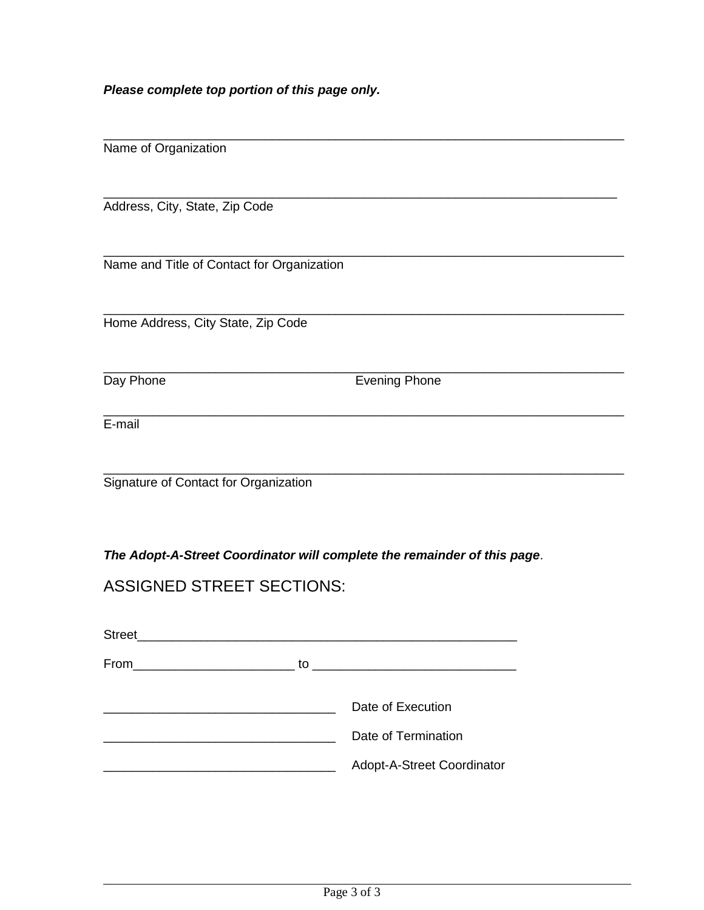***Please complete top portion of this page only.***

___________________________________________________________________________
Name of Organization

__________________________________________________________________________
Address, City, State, Zip Code

___________________________________________________________________________
Name and Title of Contact for Organization

___________________________________________________________________________
Home Address, City State, Zip Code

___________________________________________________________________________
Day Phone                                    Evening Phone

___________________________________________________________________________
E-mail

___________________________________________________________________________
Signature of Contact for Organization

***The Adopt-A-Street Coordinator will complete the remainder of this page***.

ASSIGNED STREET SECTIONS:

Street_______________________________________________________

From_______________________ to ____________________________

_________________________________ Date of Execution

_________________________________ Date of Termination

_________________________________ Adopt-A-Street Coordinator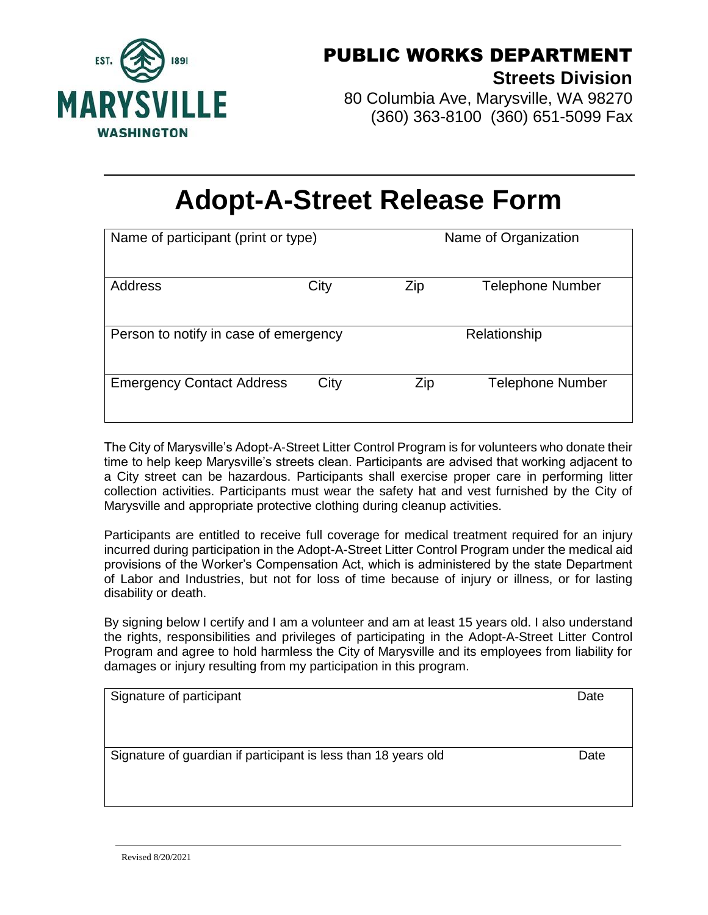MARYSVILLE WASHINGTON EST. 1891

## PUBLIC WORKS DEPARTMENT

**Streets Division**

80 Columbia Ave, Marysville, WA 98270
(360) 363-8100 (360) 651-5099 Fax

# Adopt-A-Street Release Form

| | | | |
|---|---|---|---|
| Name of participant (print or type) | | Name of Organization | |
| Address | City | Zip | Telephone Number |
| Person to notify in case of emergency | | Relationship | |
| Emergency Contact Address | City | Zip | Telephone Number |

The City of Marysville's Adopt-A-Street Litter Control Program is for volunteers who donate their time to help keep Marysville's streets clean. Participants are advised that working adjacent to a City street can be hazardous. Participants shall exercise proper care in performing litter collection activities. Participants must wear the safety hat and vest furnished by the City of Marysville and appropriate protective clothing during cleanup activities.

Participants are entitled to receive full coverage for medical treatment required for an injury incurred during participation in the Adopt-A-Street Litter Control Program under the medical aid provisions of the Worker's Compensation Act, which is administered by the state Department of Labor and Industries, but not for loss of time because of injury or illness, or for lasting disability or death.

By signing below I certify and I am a volunteer and am at least 15 years old. I also understand the rights, responsibilities and privileges of participating in the Adopt-A-Street Litter Control Program and agree to hold harmless the City of Marysville and its employees from liability for damages or injury resulting from my participation in this program.

| | |
|---|---|
| Signature of participant | Date |
| Signature of guardian if participant is less than 18 years old | Date |

Revised 8/20/2021